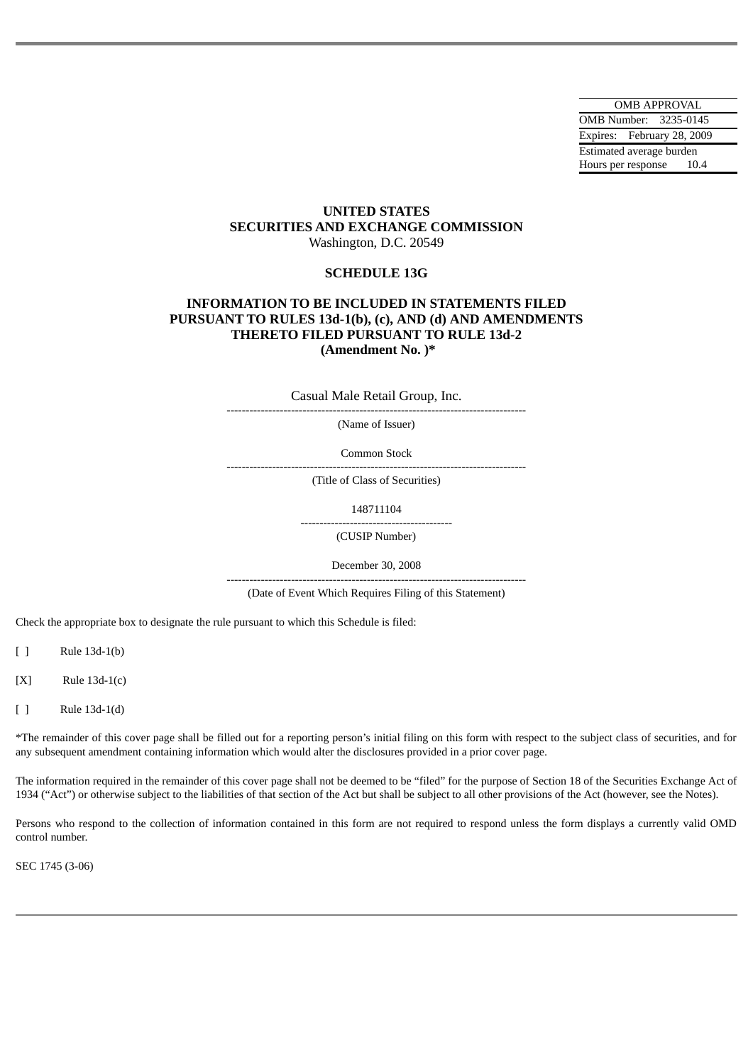| OMB APPROVAL | |
|---|---|
| OMB Number: | 3235-0145 |
| Expires: | February 28, 2009 |
| Estimated average burden | |
| Hours per response | 10.4 |

**UNITED STATES**
**SECURITIES AND EXCHANGE COMMISSION**
Washington, D.C. 20549

**SCHEDULE 13G**

**INFORMATION TO BE INCLUDED IN STATEMENTS FILED PURSUANT TO RULES 13d-1(b), (c), AND (d) AND AMENDMENTS THERETO FILED PURSUANT TO RULE 13d-2**
**(Amendment No. )***

Casual Male Retail Group, Inc.

(Name of Issuer)

Common Stock

(Title of Class of Securities)

148711104

(CUSIP Number)

December 30, 2008

(Date of Event Which Requires Filing of this Statement)

Check the appropriate box to designate the rule pursuant to which this Schedule is filed:

[ ] Rule 13d-1(b)

[X] Rule 13d-1(c)

[ ] Rule 13d-1(d)

*The remainder of this cover page shall be filled out for a reporting person's initial filing on this form with respect to the subject class of securities, and for any subsequent amendment containing information which would alter the disclosures provided in a prior cover page.

The information required in the remainder of this cover page shall not be deemed to be "filed" for the purpose of Section 18 of the Securities Exchange Act of 1934 ("Act") or otherwise subject to the liabilities of that section of the Act but shall be subject to all other provisions of the Act (however, see the Notes).

Persons who respond to the collection of information contained in this form are not required to respond unless the form displays a currently valid OMD control number.

SEC 1745 (3-06)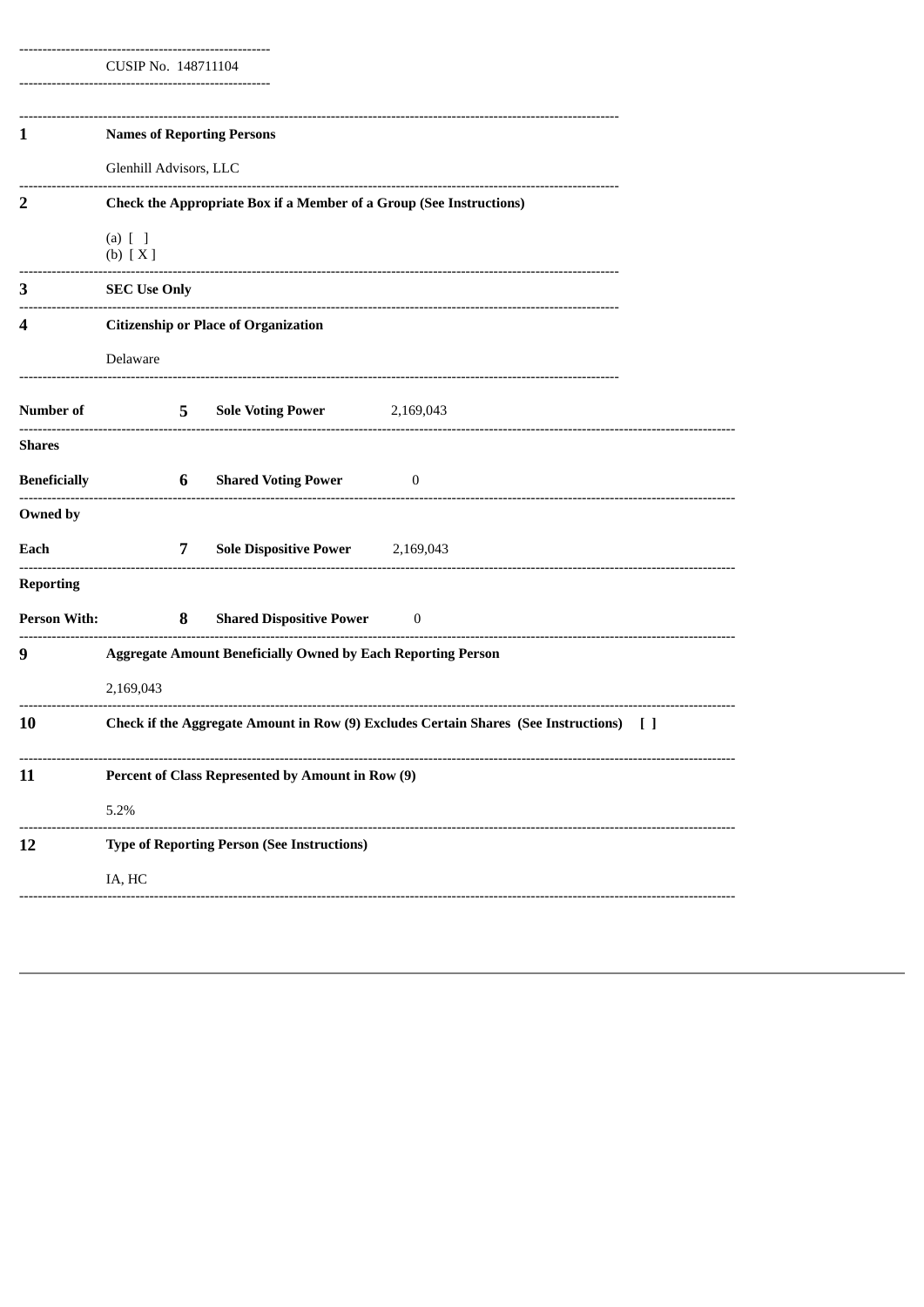CUSIP No. 148711104

| | | | |
|---|---|---|---|
| **1** | **Names of Reporting Persons** | | |
| | Glenhill Advisors, LLC | | |
| **2** | **Check the Appropriate Box if a Member of a Group (See Instructions)** | | |
| | (a) [ ]<br>(b) [ X ] | | |
| **3** | **SEC Use Only** | | |
| **4** | **Citizenship or Place of Organization** | | |
| | Delaware | | |
| **Number of Shares Beneficially Owned by Each Reporting Person With:** | **5** | **Sole Voting Power** | 2,169,043 |
| | **6** | **Shared Voting Power** | 0 |
| | **7** | **Sole Dispositive Power** | 2,169,043 |
| | **8** | **Shared Dispositive Power** | 0 |
| **9** | **Aggregate Amount Beneficially Owned by Each Reporting Person** | | |
| | 2,169,043 | | |
| **10** | **Check if the Aggregate Amount in Row (9) Excludes Certain Shares (See Instructions)** [ ] | | |
| **11** | **Percent of Class Represented by Amount in Row (9)** | | |
| | 5.2% | | |
| **12** | **Type of Reporting Person (See Instructions)** | | |
| | IA, HC | | |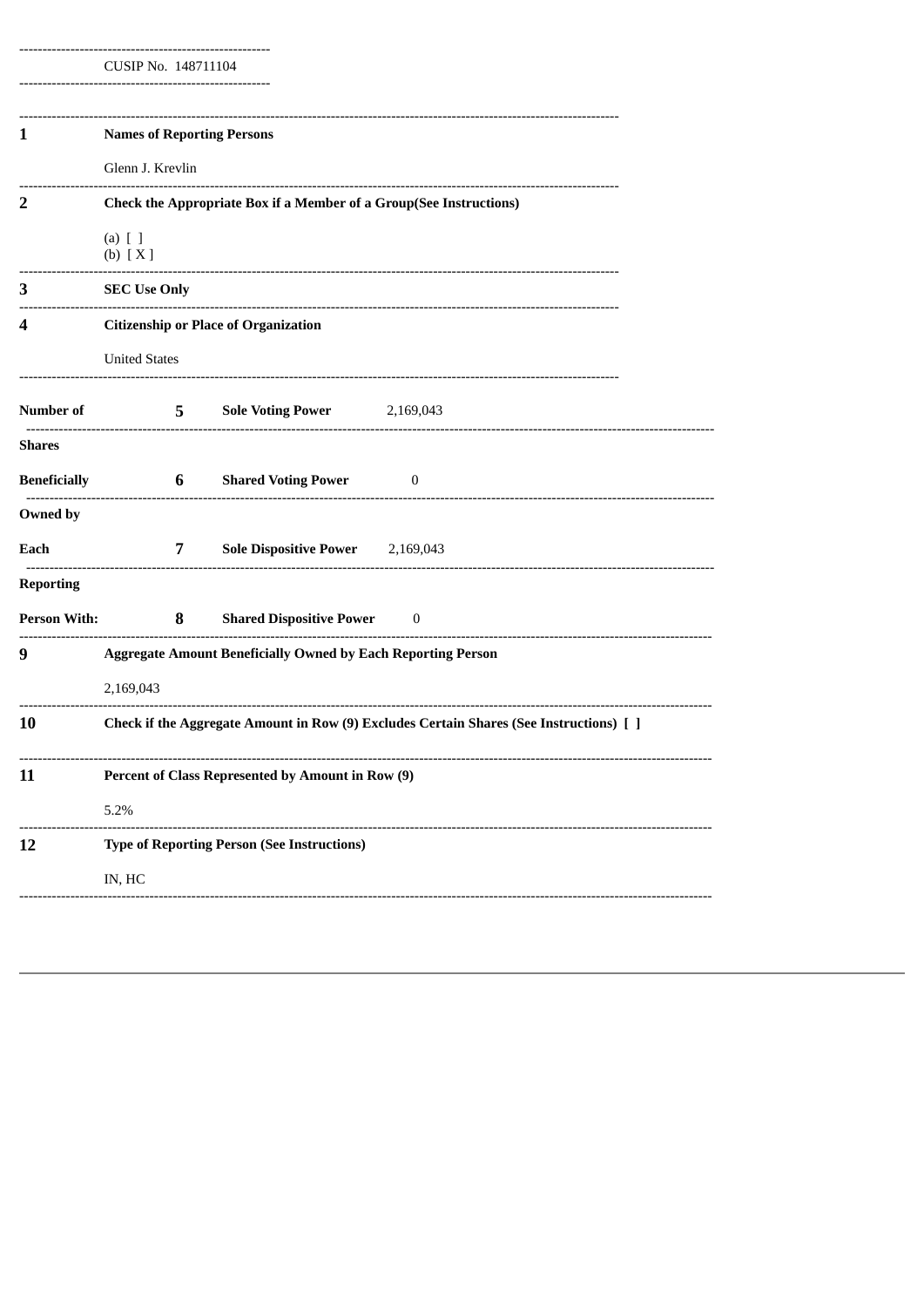CUSIP No. 148711104

| | | | |
|---|---|---|---|
| **1** | **Names of Reporting Persons** | | |
| | Glenn J. Krevlin | | |
| **2** | **Check the Appropriate Box if a Member of a Group(See Instructions)** | | |
| | (a) [ ]<br>(b) [ X ] | | |
| **3** | **SEC Use Only** | | |
| **4** | **Citizenship or Place of Organization** | | |
| | United States | | |
| **Number of Shares Beneficially Owned by Each Reporting Person With:** | **5** | **Sole Voting Power** | 2,169,043 |
| | **6** | **Shared Voting Power** | 0 |
| | **7** | **Sole Dispositive Power** | 2,169,043 |
| | **8** | **Shared Dispositive Power** | 0 |
| **9** | **Aggregate Amount Beneficially Owned by Each Reporting Person** | | |
| | 2,169,043 | | |
| **10** | **Check if the Aggregate Amount in Row (9) Excludes Certain Shares (See Instructions) [ ]** | | |
| **11** | **Percent of Class Represented by Amount in Row (9)** | | |
| | 5.2% | | |
| **12** | **Type of Reporting Person (See Instructions)** | | |
| | IN, HC | | |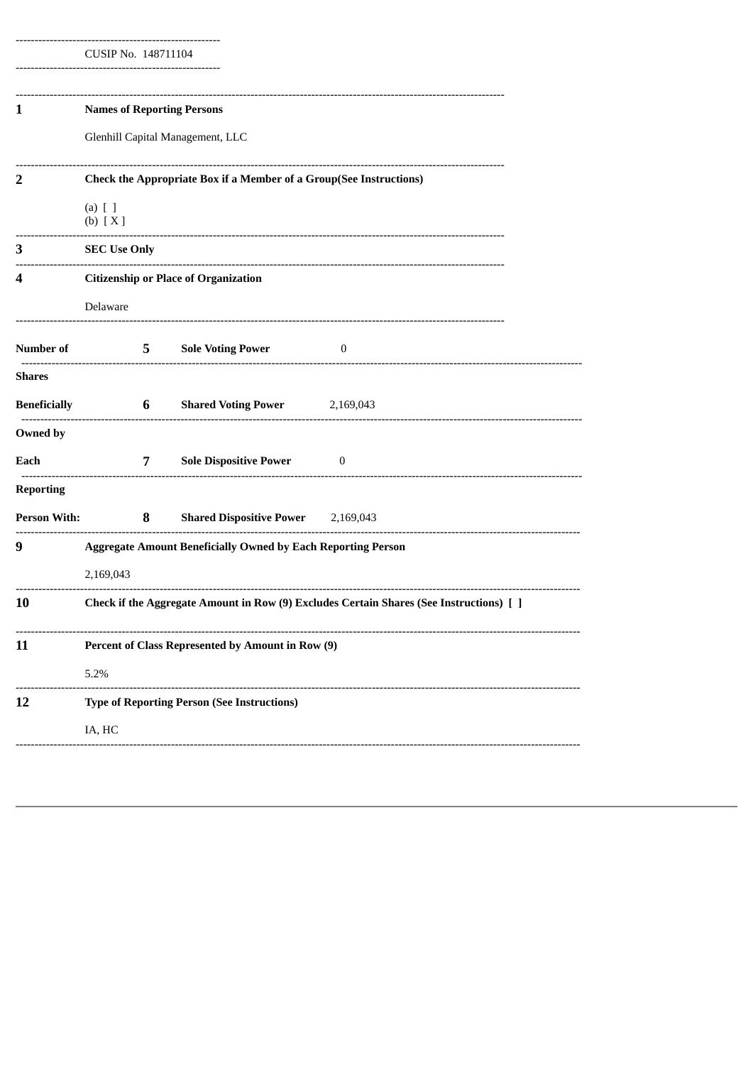CUSIP No. 148711104

| | | | |
|---|---|---|---|
| **1** | **Names of Reporting Persons** | | |
| | Glenhill Capital Management, LLC | | |
| **2** | **Check the Appropriate Box if a Member of a Group(See Instructions)** | | |
| | (a) [ ]<br>(b) [ X ] | | |
| **3** | **SEC Use Only** | | |
| **4** | **Citizenship or Place of Organization** | | |
| | Delaware | | |
| **Number of Shares Beneficially Owned by Each Reporting Person With:** | **5** | **Sole Voting Power** | 0 |
| | **6** | **Shared Voting Power** | 2,169,043 |
| | **7** | **Sole Dispositive Power** | 0 |
| | **8** | **Shared Dispositive Power** | 2,169,043 |
| **9** | **Aggregate Amount Beneficially Owned by Each Reporting Person** | | |
| | 2,169,043 | | |
| **10** | **Check if the Aggregate Amount in Row (9) Excludes Certain Shares (See Instructions) [ ]** | | |
| **11** | **Percent of Class Represented by Amount in Row (9)** | | |
| | 5.2% | | |
| **12** | **Type of Reporting Person (See Instructions)** | | |
| | IA, HC | | |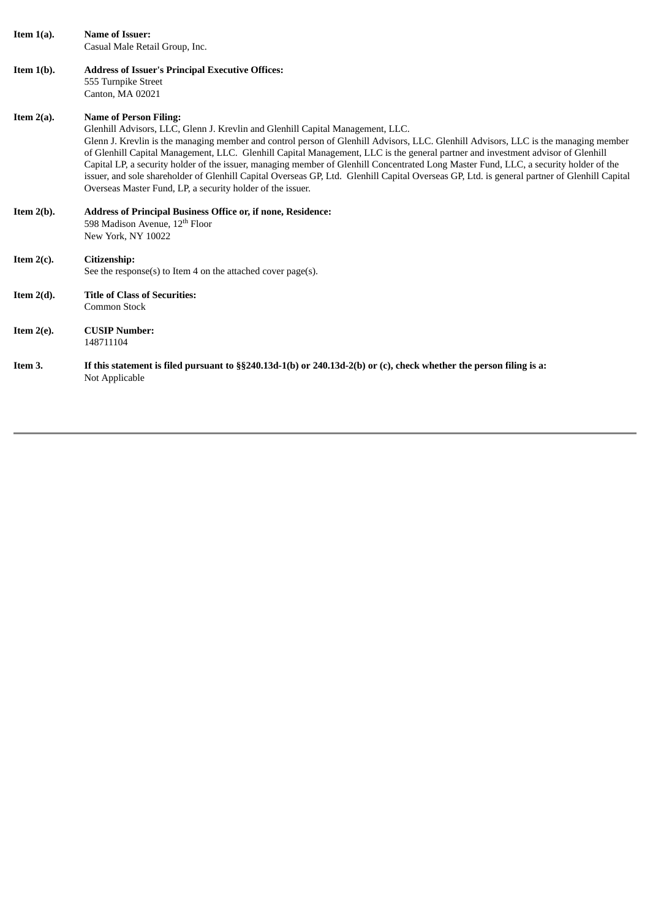**Item 1(a).** **Name of Issuer:**
Casual Male Retail Group, Inc.

**Item 1(b).** **Address of Issuer's Principal Executive Offices:**
555 Turnpike Street
Canton, MA 02021

**Item 2(a).** **Name of Person Filing:**
Glenhill Advisors, LLC, Glenn J. Krevlin and Glenhill Capital Management, LLC.
Glenn J. Krevlin is the managing member and control person of Glenhill Advisors, LLC. Glenhill Advisors, LLC is the managing member of Glenhill Capital Management, LLC. Glenhill Capital Management, LLC is the general partner and investment advisor of Glenhill Capital LP, a security holder of the issuer, managing member of Glenhill Concentrated Long Master Fund, LLC, a security holder of the issuer, and sole shareholder of Glenhill Capital Overseas GP, Ltd. Glenhill Capital Overseas GP, Ltd. is general partner of Glenhill Capital Overseas Master Fund, LP, a security holder of the issuer.

**Item 2(b).** **Address of Principal Business Office or, if none, Residence:**
598 Madison Avenue, 12th Floor
New York, NY 10022

**Item 2(c).** **Citizenship:**
See the response(s) to Item 4 on the attached cover page(s).

**Item 2(d).** **Title of Class of Securities:**
Common Stock

**Item 2(e).** **CUSIP Number:**
148711104

**Item 3.** **If this statement is filed pursuant to §§240.13d-1(b) or 240.13d-2(b) or (c), check whether the person filing is a:**
Not Applicable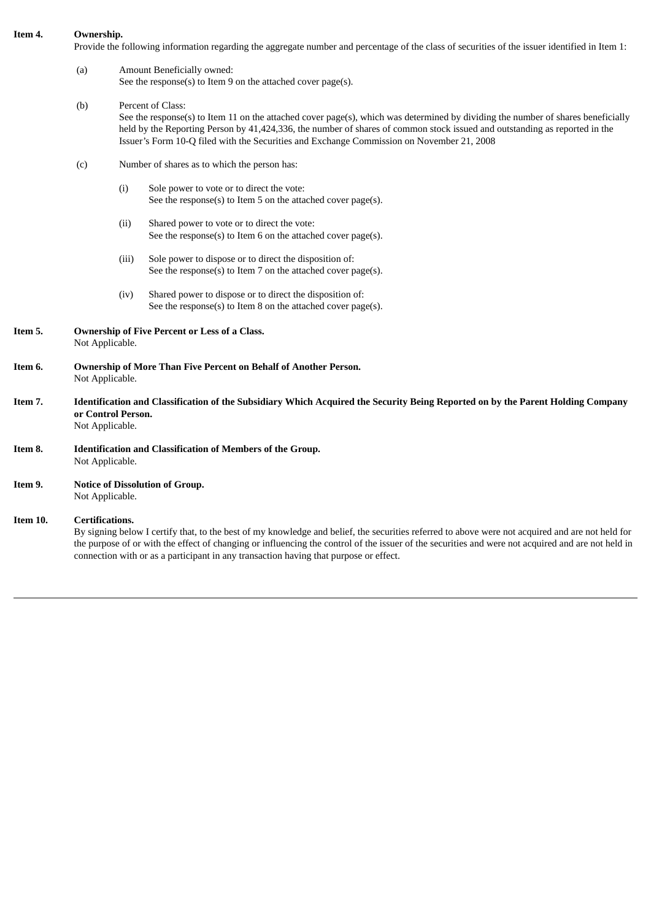**Item 4.** **Ownership.**

Provide the following information regarding the aggregate number and percentage of the class of securities of the issuer identified in Item 1:

(a) Amount Beneficially owned:
See the response(s) to Item 9 on the attached cover page(s).

(b) Percent of Class:
See the response(s) to Item 11 on the attached cover page(s), which was determined by dividing the number of shares beneficially held by the Reporting Person by 41,424,336, the number of shares of common stock issued and outstanding as reported in the Issuer's Form 10-Q filed with the Securities and Exchange Commission on November 21, 2008

(c) Number of shares as to which the person has:

(i) Sole power to vote or to direct the vote:
See the response(s) to Item 5 on the attached cover page(s).

(ii) Shared power to vote or to direct the vote:
See the response(s) to Item 6 on the attached cover page(s).

(iii) Sole power to dispose or to direct the disposition of:
See the response(s) to Item 7 on the attached cover page(s).

(iv) Shared power to dispose or to direct the disposition of:
See the response(s) to Item 8 on the attached cover page(s).

**Item 5.** **Ownership of Five Percent or Less of a Class.**

Not Applicable.

**Item 6.** **Ownership of More Than Five Percent on Behalf of Another Person.**

Not Applicable.

**Item 7.** **Identification and Classification of the Subsidiary Which Acquired the Security Being Reported on by the Parent Holding Company or Control Person.**

Not Applicable.

**Item 8.** **Identification and Classification of Members of the Group.**

Not Applicable.

**Item 9.** **Notice of Dissolution of Group.**

Not Applicable.

**Item 10.** **Certifications.**

By signing below I certify that, to the best of my knowledge and belief, the securities referred to above were not acquired and are not held for the purpose of or with the effect of changing or influencing the control of the issuer of the securities and were not acquired and are not held in connection with or as a participant in any transaction having that purpose or effect.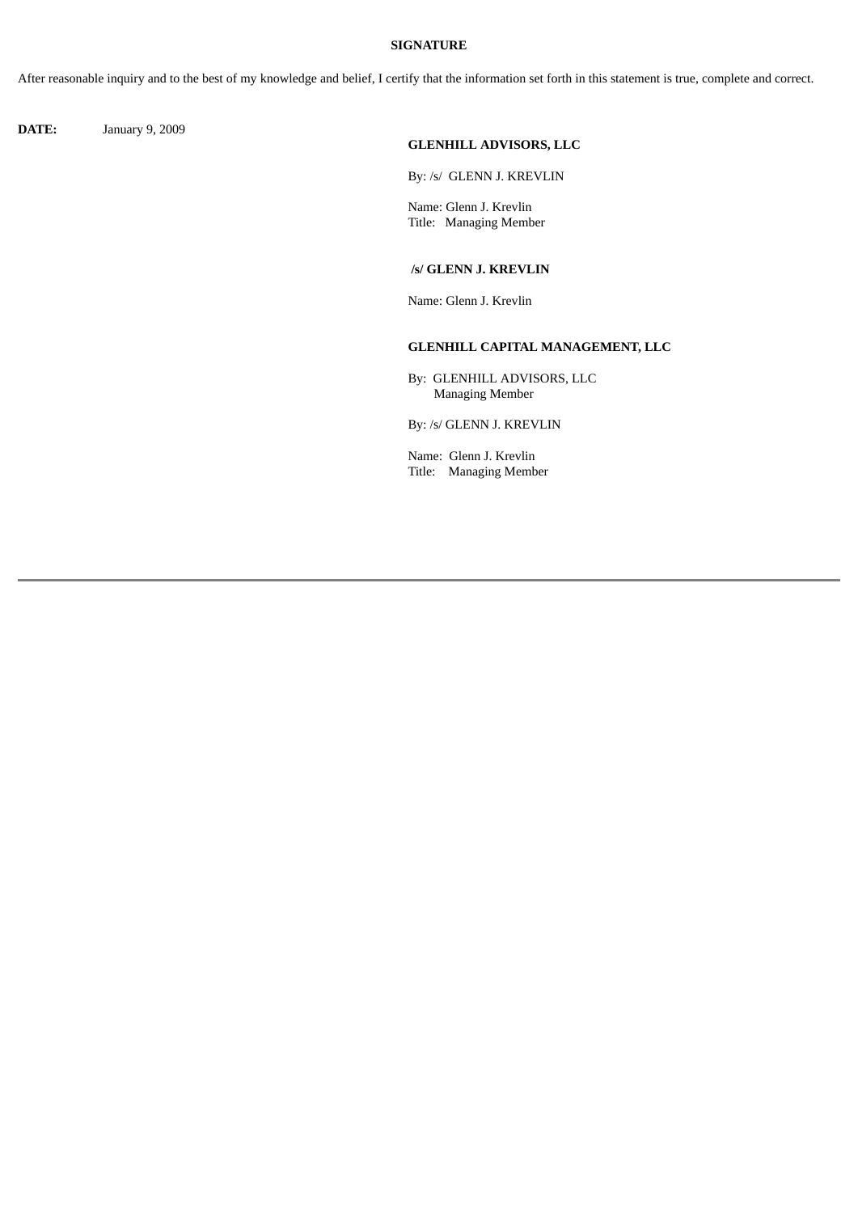**SIGNATURE**

After reasonable inquiry and to the best of my knowledge and belief, I certify that the information set forth in this statement is true, complete and correct.

**DATE:** January 9, 2009

**GLENHILL ADVISORS, LLC**

By: /s/ GLENN J. KREVLIN

Name: Glenn J. Krevlin
Title: Managing Member

**/s/ GLENN J. KREVLIN**

Name: Glenn J. Krevlin

**GLENHILL CAPITAL MANAGEMENT, LLC**

By: GLENHILL ADVISORS, LLC
Managing Member

By: /s/ GLENN J. KREVLIN

Name: Glenn J. Krevlin
Title: Managing Member